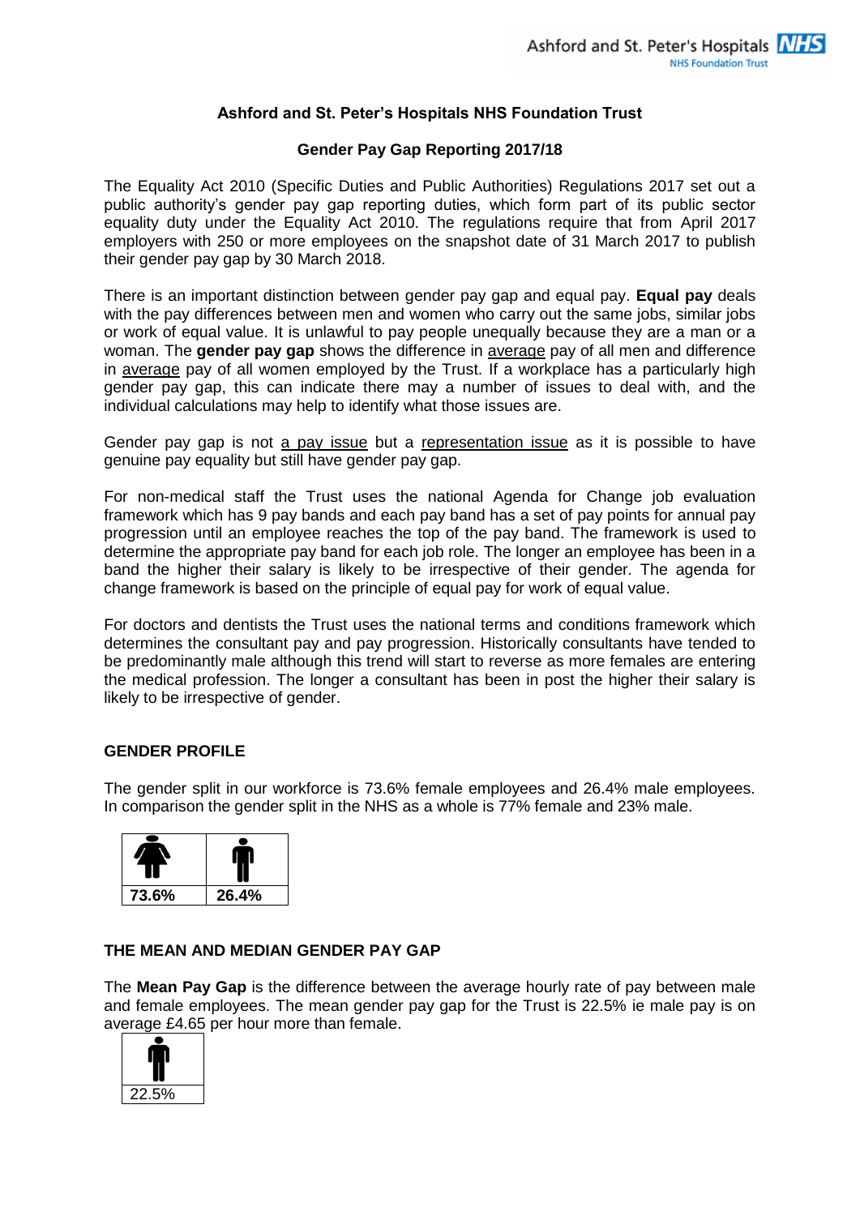# Ashford and St. Peter's Hospitals NHS Foundation Trust

## Gender Pay Gap Reporting 2017/18

The Equality Act 2010 (Specific Duties and Public Authorities) Regulations 2017 set out a public authority's gender pay gap reporting duties, which form part of its public sector equality duty under the Equality Act 2010. The regulations require that from April 2017 employers with 250 or more employees on the snapshot date of 31 March 2017 to publish their gender pay gap by 30 March 2018.

There is an important distinction between gender pay gap and equal pay. **Equal pay** deals with the pay differences between men and women who carry out the same jobs, similar jobs or work of equal value. It is unlawful to pay people unequally because they are a man or a woman. The **gender pay gap** shows the difference in average pay of all men and difference in average pay of all women employed by the Trust. If a workplace has a particularly high gender pay gap, this can indicate there may a number of issues to deal with, and the individual calculations may help to identify what those issues are.

Gender pay gap is not a pay issue but a representation issue as it is possible to have genuine pay equality but still have gender pay gap.

For non-medical staff the Trust uses the national Agenda for Change job evaluation framework which has 9 pay bands and each pay band has a set of pay points for annual pay progression until an employee reaches the top of the pay band. The framework is used to determine the appropriate pay band for each job role. The longer an employee has been in a band the higher their salary is likely to be irrespective of their gender. The agenda for change framework is based on the principle of equal pay for work of equal value.

For doctors and dentists the Trust uses the national terms and conditions framework which determines the consultant pay and pay progression. Historically consultants have tended to be predominantly male although this trend will start to reverse as more females are entering the medical profession. The longer a consultant has been in post the higher salary is likely to be irrespective of gender.

### GENDER PROFILE

The gender split in our workforce is 73.6% female employees and 26.4% male employees. In comparison the gender split in the NHS as a whole is 77% female and 23% male.

| Female | Male |
|---|---|
| 73.6% | 26.4% |

### THE MEAN AND MEDIAN GENDER PAY GAP

The **Mean Pay Gap** is the difference between the average hourly rate of pay between male and female employees. The mean gender pay gap for the Trust is 22.5% ie male pay is on average £4.65 per hour more than female.

| Male |
|---|
| 22.5% |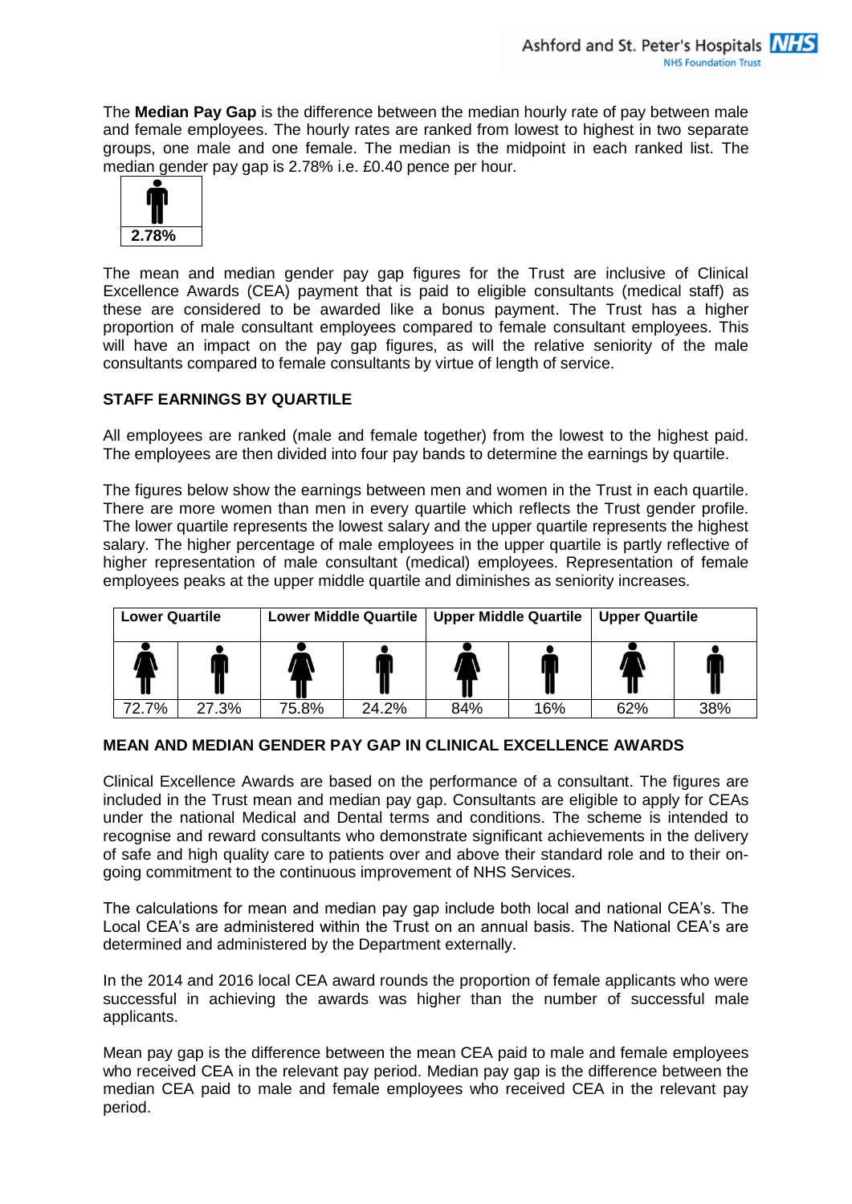The **Median Pay Gap** is the difference between the median hourly rate of pay between male and female employees. The hourly rates are ranked from lowest to highest in two separate groups, one male and one female. The median is the midpoint in each ranked list. The median gender pay gap is 2.78% i.e. £0.40 pence per hour.

| 2.78% |
|---|

The mean and median gender pay gap figures for the Trust are inclusive of Clinical Excellence Awards (CEA) payment that is paid to eligible consultants (medical staff) as these are considered to be awarded like a bonus payment. The Trust has a higher proportion of male consultant employees compared to female consultant employees. This will have an impact on the pay gap figures, as will the relative seniority of the male consultants compared to female consultants by virtue of length of service.

## STAFF EARNINGS BY QUARTILE

All employees are ranked (male and female together) from the lowest to the highest paid. The employees are then divided into four pay bands to determine the earnings by quartile.

The figures below show the earnings between men and women in the Trust in each quartile. There are more women than men in every quartile which reflects the Trust gender profile. The lower quartile represents the lowest salary and the upper quartile represents the highest salary. The higher percentage of male employees in the upper quartile is partly reflective of higher representation of male consultant (medical) employees. Representation of female employees peaks at the upper middle quartile and diminishes as seniority increases.

| Lower Quartile | | Lower Middle Quartile | | Upper Middle Quartile | | Upper Quartile | |
|---|---|---|---|---|---|---|---|
| Female | Male | Female | Male | Female | Male | Female | Male |
| 72.7% | 27.3% | 75.8% | 24.2% | 84% | 16% | 62% | 38% |

## MEAN AND MEDIAN GENDER PAY GAP IN CLINICAL EXCELLENCE AWARDS

Clinical Excellence Awards are based on the performance of a consultant. The figures are included in the Trust mean and median pay gap. Consultants are eligible to apply for CEAs under the national Medical and Dental terms and conditions. The scheme is intended to recognise and reward consultants who demonstrate significant achievements in the delivery of safe and high quality care to patients over and above their standard role and to their on-going commitment to the continuous improvement of NHS Services.

The calculations for mean and median pay gap include both local and national CEA's. The Local CEA's are administered within the Trust on an annual basis. The National CEA's are determined and administered by the Department externally.

In the 2014 and 2016 local CEA award rounds the proportion of female applicants who were successful in achieving the awards was higher than the number of successful male applicants.

Mean pay gap is the difference between the mean CEA paid to male and female employees who received CEA in the relevant pay period. Median pay gap is the difference between the median CEA paid to male and female employees who received CEA in the relevant pay period.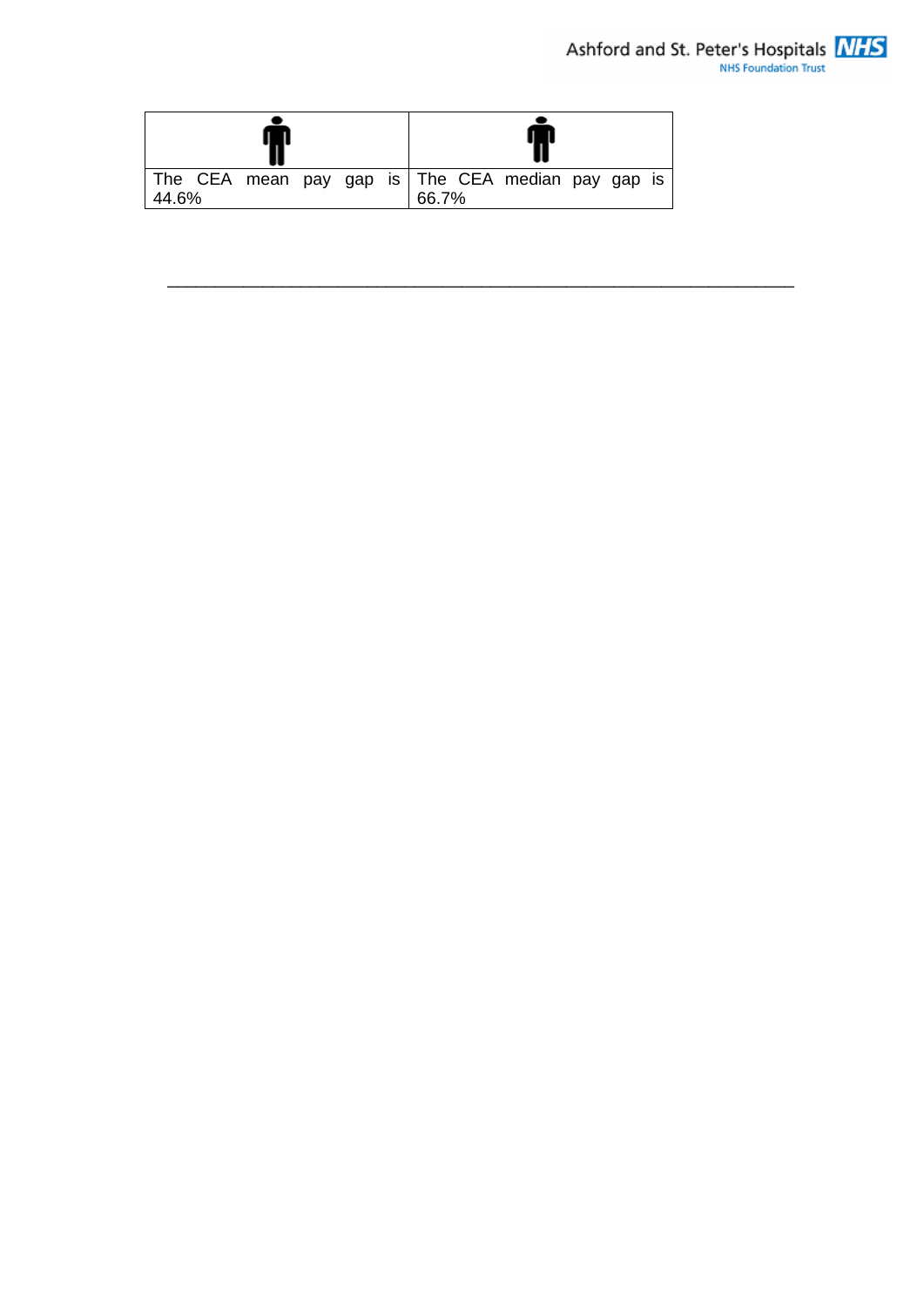| | |
|---|---|
| The CEA mean pay gap is 44.6% | The CEA median pay gap is 66.7% |

---